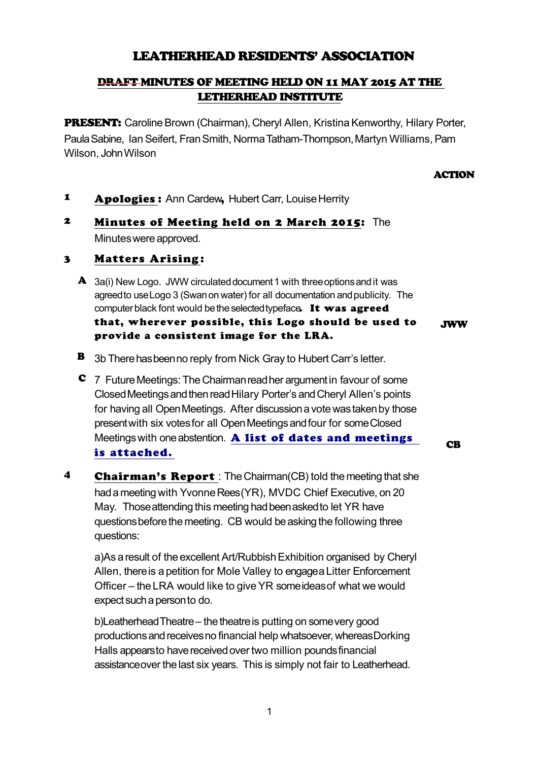# LEATHERHEAD RESIDENTS' ASSOCIATION

## ~~DRAFT~~ MINUTES OF MEETING HELD ON 11 MAY 2015 AT THE LETHERHEAD INSTITUTE

**PRESENT:** Caroline Brown (Chairman), Cheryl Allen, Kristina Kenworthy, Hilary Porter, Paula Sabine, Ian Seifert, Fran Smith, Norma Tatham-Thompson, Martyn Williams, Pam Wilson, John Wilson

**ACTION**

**1** **Apologies:** Ann Cardew, Hubert Carr, Louise Herrity

**2** **Minutes of Meeting held on 2 March 2015:** The Minutes were approved.

**3** **Matters Arising:**

**A** 3a(i) New Logo. JWW circulated document 1 with three options and it was agreed to use Logo 3 (Swan on water) for all documentation and publicity. The computer black font would be the selected typeface. **It was agreed that, wherever possible, this Logo should be used to provide a consistent image for the LRA.** — **JWW**

**B** 3b There has been no reply from Nick Gray to Hubert Carr's letter.

**C** 7 Future Meetings: The Chairman read her argument in favour of some Closed Meetings and then read Hilary Porter's and Cheryl Allen's points for having all Open Meetings. After discussion a vote was taken by those present with six votes for all Open Meetings and four for some Closed Meetings with one abstention. **A list of dates and meetings is attached.** — **CB**

**4** **Chairman's Report**: The Chairman(CB) told the meeting that she had a meeting with Yvonne Rees(YR), MVDC Chief Executive, on 20 May. Those attending this meeting had been asked to let YR have questions before the meeting. CB would be asking the following three questions:

a)As a result of the excellent Art/Rubbish Exhibition organised by Cheryl Allen, there is a petition for Mole Valley to engage a Litter Enforcement Officer – the LRA would like to give YR some ideas of what we would expect such a person to do.

b)Leatherhead Theatre – the theatre is putting on some very good productions and receives no financial help whatsoever, whereas Dorking Halls appears to have received over two million pounds financial assistance over the last six years. This is simply not fair to Leatherhead.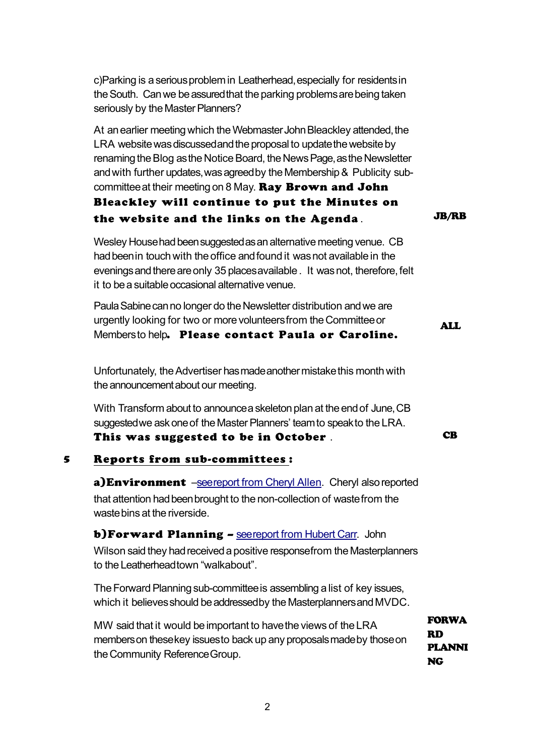c)Parking is a serious problem in Leatherhead, especially for residents in the South. Can we be assured that the parking problems are being taken seriously by the Master Planners?

At an earlier meeting which the Webmaster John Bleackley attended, the LRA website was discussed and the proposal to update the website by renaming the Blog as the Notice Board, the News Page, as the Newsletter and with further updates, was agreed by the Membership & Publicity sub-committee at their meeting on 8 May. **Ray Brown and John Bleackley will continue to put the Minutes on the website and the links on the Agenda**. **JB/RB**

Wesley House had been suggested as an alternative meeting venue. CB had been in touch with the office and found it was not available in the evenings and there are only 35 places available . It was not, therefore, felt it to be a suitable occasional alternative venue.

Paula Sabine can no longer do the Newsletter distribution and we are urgently looking for two or more volunteers from the Committee or Members to help**. Please contact Paula or Caroline.** **ALL**

Unfortunately, the Advertiser has made another mistake this month with the announcement about our meeting.

With Transform about to announce a skeleton plan at the end of June, CB suggested we ask one of the Master Planners' team to speak to the LRA. **This was suggested to be in October** . **CB**

## 5 Reports from sub-committees :

**a)Environment** –[see report from Cheryl Allen](). Cheryl also reported that attention had been brought to the non-collection of waste from the waste bins at the riverside.

**b)Forward Planning –** [see report from Hubert Carr](). John Wilson said they had received a positive response from the Masterplanners to the Leatherhead town "walkabout".

The Forward Planning sub-committee is assembling a list of key issues, which it believes should be addressed by the Masterplanners and MVDC.

MW said that it would be important to have the views of the LRA members on these key issues to back up any proposals made by those on the Community Reference Group. **FORWARD PLANNING**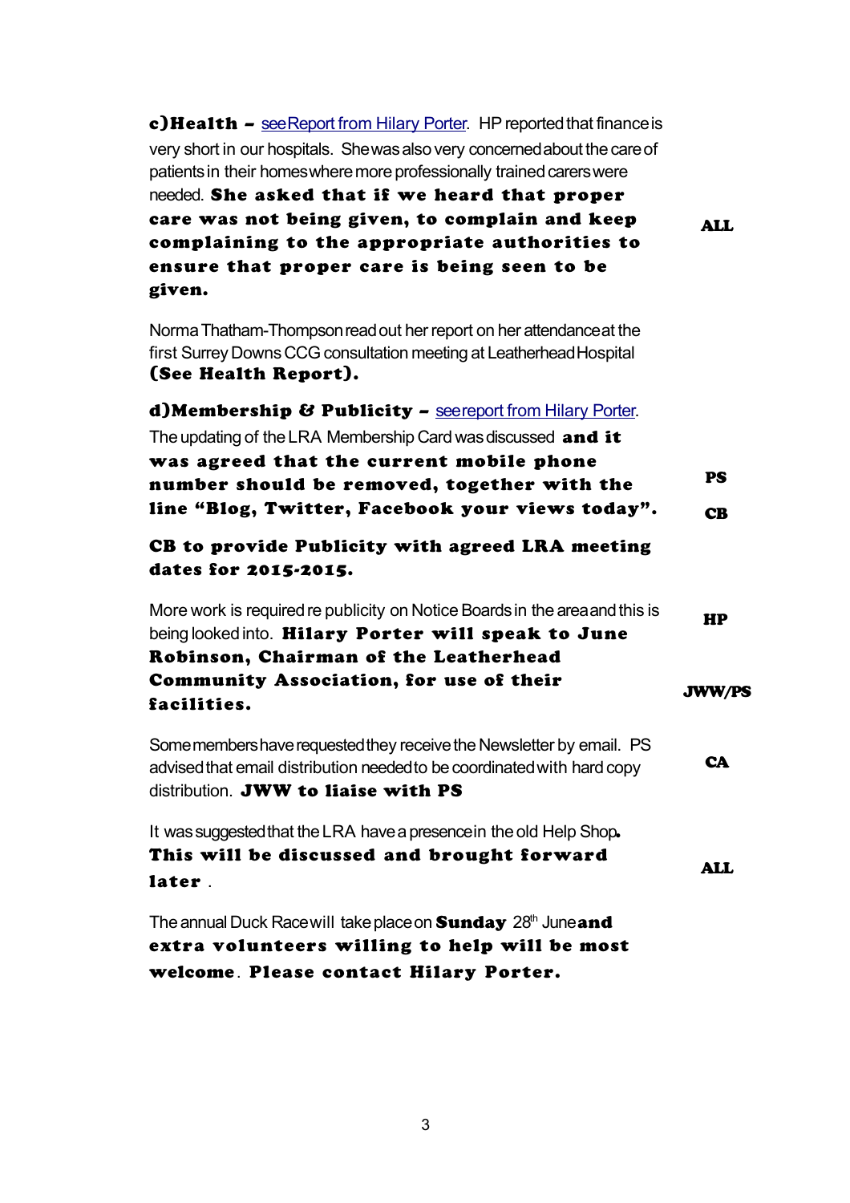**c)Health –** see Report from Hilary Porter. HP reported that finance is very short in our hospitals. She was also very concerned about the care of patients in their homes where more professionally trained carers were needed. **She asked that if we heard that proper care was not being given, to complain and keep complaining to the appropriate authorities to ensure that proper care is being seen to be given.** **ALL**

Norma Thatham-Thompson read out her report on her attendance at the first Surrey Downs CCG consultation meeting at Leatherhead Hospital **(See Health Report).**

**d)Membership & Publicity –** see report from Hilary Porter.

The updating of the LRA Membership Card was discussed **and it was agreed that the current mobile phone number should be removed, together with the line "Blog, Twitter, Facebook your views today".** **PS**

**CB to provide Publicity with agreed LRA meeting dates for 2015-2015.** **CB**

More work is required re publicity on Notice Boards in the area and this is being looked into. **Hilary Porter will speak to June Robinson, Chairman of the Leatherhead Community Association, for use of their facilities.** **HP**

Some members have requested they receive the Newsletter by email. PS advised that email distribution needed to be coordinated with hard copy distribution. **JWW to liaise with PS** **JWW/PS**

It was suggested that the LRA have a presence in the old Help Shop. **This will be discussed and brought forward later** . **CA**

The annual Duck Race will take place on **Sunday** 28th June **and extra volunteers willing to help will be most welcome**. **Please contact Hilary Porter.** **ALL**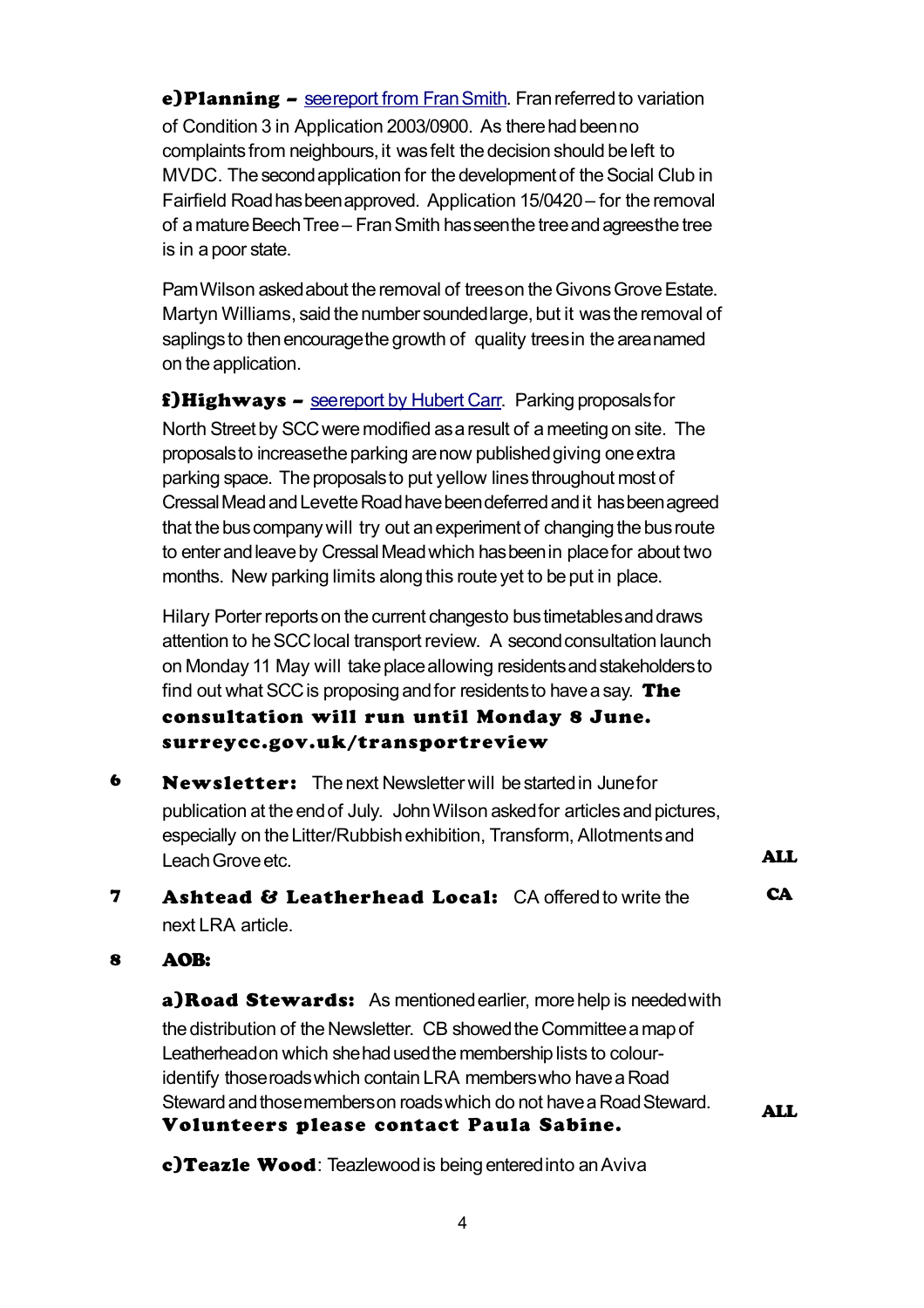**e)Planning –** see report from Fran Smith. Fran referred to variation of Condition 3 in Application 2003/0900. As there had been no complaints from neighbours, it was felt the decision should be left to MVDC. The second application for the development of the Social Club in Fairfield Road has been approved. Application 15/0420 – for the removal of a mature Beech Tree – Fran Smith has seen the tree and agrees the tree is in a poor state.

Pam Wilson asked about the removal of trees on the Givons Grove Estate. Martyn Williams, said the number sounded large, but it was the removal of saplings to then encourage the growth of quality trees in the area named on the application.

**f)Highways –** see report by Hubert Carr. Parking proposals for North Street by SCC were modified as a result of a meeting on site. The proposals to increase the parking are now published giving one extra parking space. The proposals to put yellow lines throughout most of Cressal Mead and Levette Road have been deferred and it has been agreed that the bus company will try out an experiment of changing the bus route to enter and leave by Cressal Mead which has been in place for about two months. New parking limits along this route yet to be put in place.

Hilary Porter reports on the current changes to bus timetables and draws attention to he SCC local transport review. A second consultation launch on Monday 11 May will take place allowing residents and stakeholders to find out what SCC is proposing and for residents to have a say. **The consultation will run until Monday 8 June. surreycc.gov.uk/transportreview**

**6 Newsletter:** The next Newsletter will be started in June for publication at the end of July. John Wilson asked for articles and pictures, especially on the Litter/Rubbish exhibition, Transform, Allotments and Leach Grove etc. **ALL**

**7 Ashtead & Leatherhead Local:** CA offered to write the next LRA article. **CA**

**8 AOB:**

**a)Road Stewards:** As mentioned earlier, more help is needed with the distribution of the Newsletter. CB showed the Committee a map of Leatherhead on which she had used the membership lists to colour-identify those roads which contain LRA members who have a Road Steward and those members on roads which do not have a Road Steward. **Volunteers please contact Paula Sabine.** **ALL**

**c)Teazle Wood**: Teazlewood is being entered into an Aviva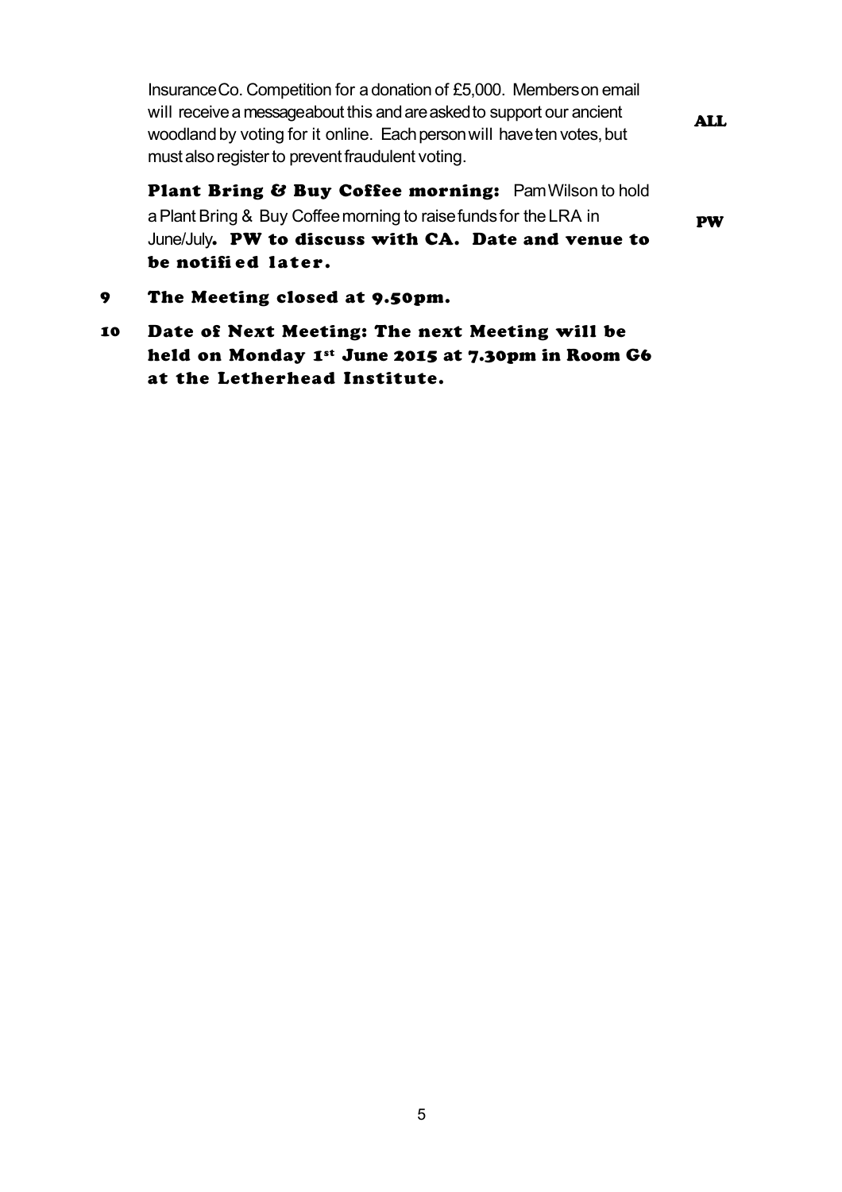Insurance Co. Competition for a donation of £5,000. Members on email will receive a message about this and are asked to support our ancient woodland by voting for it online. Each person will have ten votes, but must also register to prevent fraudulent voting. **ALL**

**Plant Bring & Buy Coffee morning:** Pam Wilson to hold a Plant Bring & Buy Coffee morning to raise funds for the LRA in June/July. **PW to discuss with CA. Date and venue to be notified later.** **PW**

**9 The Meeting closed at 9.50pm.**

**10 Date of Next Meeting: The next Meeting will be held on Monday 1st June 2015 at 7.30pm in Room G6 at the Letherhead Institute.**